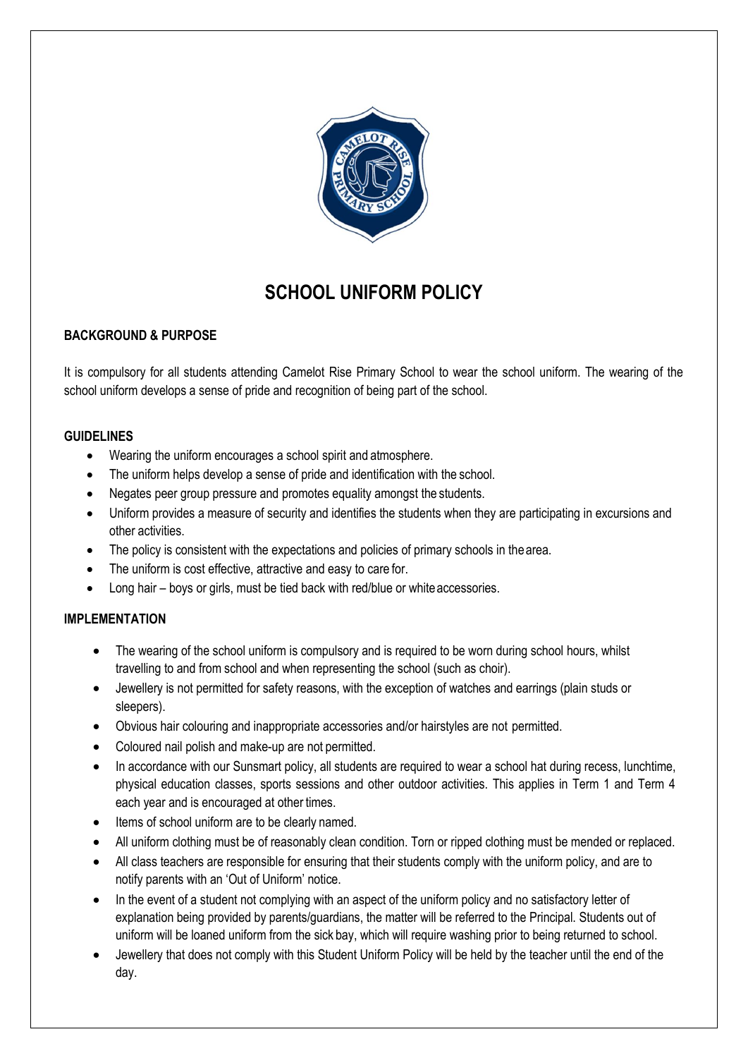# SCHOOL UNIFORM POLICY

## BACKGROUND & PURPOSE

It is compulsory for all students attending Camelot Rise Primary School to wear the school uniform. The wearing of the school uniform develops a sense of pride and recognition of being part of the school.

## GUIDELINES

- Wearing the uniform encourages a school spirit and atmosphere.
- The uniform helps develop a sense of pride and identification with the school.
- Negates peer group pressure and promotes equality amongst the students.
- Uniform provides a measure of security and identifies the students when they are participating in excursions and other activities.
- The policy is consistent with the expectations and policies of primary schools in the area.
- The uniform is cost effective, attractive and easy to care for.
- Long hair – boys or girls, must be tied back with red/blue or white accessories.

## IMPLEMENTATION

- The wearing of the school uniform is compulsory and is required to be worn during school hours, whilst travelling to and from school and when representing the school (such as choir).
- Jewellery is not permitted for safety reasons, with the exception of watches and earrings (plain studs or sleepers).
- Obvious hair colouring and inappropriate accessories and/or hairstyles are not permitted.
- Coloured nail polish and make-up are not permitted.
- In accordance with our Sunsmart policy, all students are required to wear a school hat during recess, lunchtime, physical education classes, sports sessions and other outdoor activities. This applies in Term 1 and Term 4 each year and is encouraged at other times.
- Items of school uniform are to be clearly named.
- All uniform clothing must be of reasonably clean condition. Torn or ripped clothing must be mended or replaced.
- All class teachers are responsible for ensuring that their students comply with the uniform policy, and are to notify parents with an 'Out of Uniform' notice.
- In the event of a student not complying with an aspect of the uniform policy and no satisfactory letter of explanation being provided by parents/guardians, the matter will be referred to the Principal. Students out of uniform will be loaned uniform from the sick bay, which will require washing prior to being returned to school.
- Jewellery that does not comply with this Student Uniform Policy will be held by the teacher until the end of the day.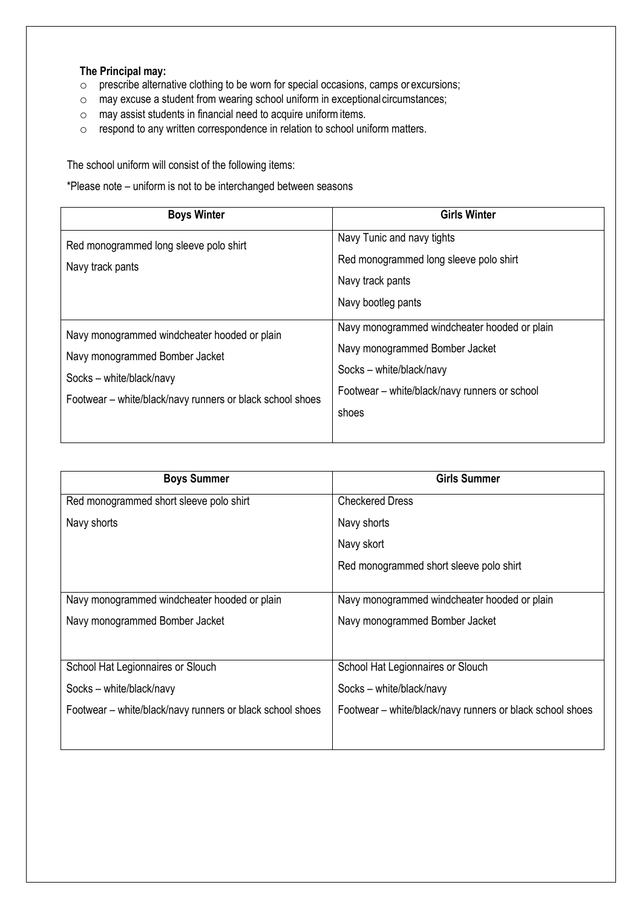**The Principal may:**

- prescribe alternative clothing to be worn for special occasions, camps or excursions;
- may excuse a student from wearing school uniform in exceptional circumstances;
- may assist students in financial need to acquire uniform items.
- respond to any written correspondence in relation to school uniform matters.

The school uniform will consist of the following items:

*Please note – uniform is not to be interchanged between seasons

| Boys Winter | Girls Winter |
|---|---|
| Red monogrammed long sleeve polo shirt<br>Navy track pants | Navy Tunic and navy tights<br>Red monogrammed long sleeve polo shirt<br>Navy track pants<br>Navy bootleg pants |
| Navy monogrammed windcheater hooded or plain<br>Navy monogrammed Bomber Jacket<br>Socks – white/black/navy<br>Footwear – white/black/navy runners or black school shoes | Navy monogrammed windcheater hooded or plain<br>Navy monogrammed Bomber Jacket<br>Socks – white/black/navy<br>Footwear – white/black/navy runners or school shoes |

| Boys Summer | Girls Summer |
|---|---|
| Red monogrammed short sleeve polo shirt<br>Navy shorts | Checkered Dress<br>Navy shorts<br>Navy skort<br>Red monogrammed short sleeve polo shirt |
| Navy monogrammed windcheater hooded or plain<br>Navy monogrammed Bomber Jacket | Navy monogrammed windcheater hooded or plain<br>Navy monogrammed Bomber Jacket |
| School Hat Legionnaires or Slouch<br>Socks – white/black/navy<br>Footwear – white/black/navy runners or black school shoes | School Hat Legionnaires or Slouch<br>Socks – white/black/navy<br>Footwear – white/black/navy runners or black school shoes |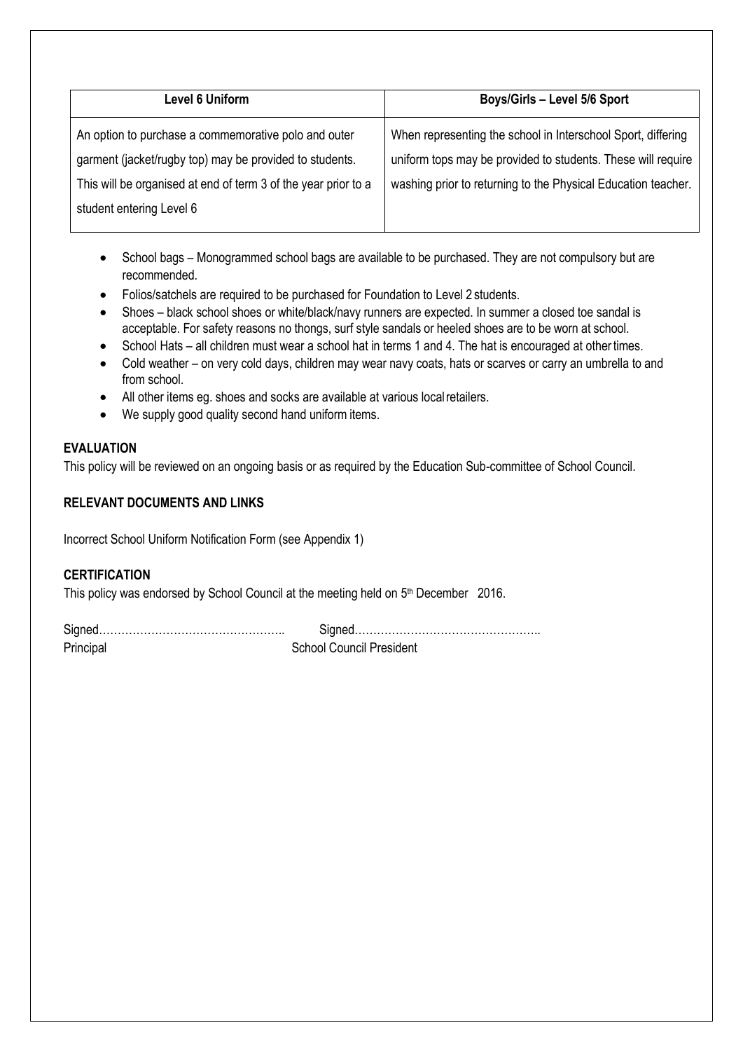| Level 6 Uniform | Boys/Girls – Level 5/6 Sport |
|---|---|
| An option to purchase a commemorative polo and outer garment (jacket/rugby top) may be provided to students. This will be organised at end of term 3 of the year prior to a student entering Level 6 | When representing the school in Interschool Sport, differing uniform tops may be provided to students. These will require washing prior to returning to the Physical Education teacher. |

- School bags – Monogrammed school bags are available to be purchased. They are not compulsory but are recommended.
- Folios/satchels are required to be purchased for Foundation to Level 2 students.
- Shoes – black school shoes or white/black/navy runners are expected. In summer a closed toe sandal is acceptable. For safety reasons no thongs, surf style sandals or heeled shoes are to be worn at school.
- School Hats – all children must wear a school hat in terms 1 and 4. The hat is encouraged at other times.
- Cold weather – on very cold days, children may wear navy coats, hats or scarves or carry an umbrella to and from school.
- All other items eg. shoes and socks are available at various local retailers.
- We supply good quality second hand uniform items.

**EVALUATION**

This policy will be reviewed on an ongoing basis or as required by the Education Sub-committee of School Council.

**RELEVANT DOCUMENTS AND LINKS**

Incorrect School Uniform Notification Form (see Appendix 1)

**CERTIFICATION**

This policy was endorsed by School Council at the meeting held on 5th December 2016.

Signed………………………………………….. Signed…………………………………………..

Principal School Council President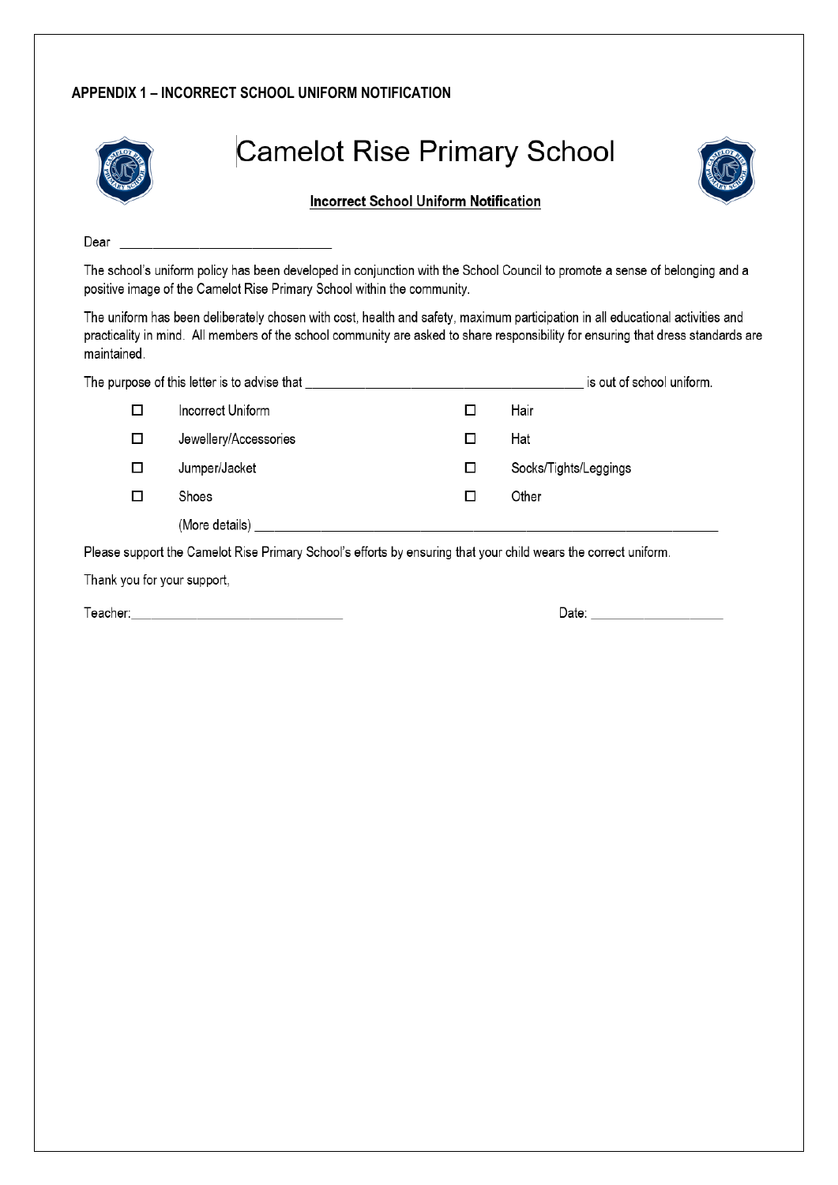**APPENDIX 1 – INCORRECT SCHOOL UNIFORM NOTIFICATION**

# Camelot Rise Primary School

**Incorrect School Uniform Notification**

Dear \_\_\_\_\_\_\_\_\_\_\_\_\_\_\_\_\_\_\_\_\_\_\_\_\_\_\_\_\_\_\_\_

The school's uniform policy has been developed in conjunction with the School Council to promote a sense of belonging and a positive image of the Camelot Rise Primary School within the community.

The uniform has been deliberately chosen with cost, health and safety, maximum participation in all educational activities and practicality in mind. All members of the school community are asked to share responsibility for ensuring that dress standards are maintained.

The purpose of this letter is to advise that \_\_\_\_\_\_\_\_\_\_\_\_\_\_\_\_\_\_\_\_\_\_\_\_\_\_\_\_\_\_\_\_\_\_\_\_\_\_\_\_\_\_ is out of school uniform.

| | | | |
|---|---|---|---|
| ☐ | Incorrect Uniform | ☐ | Hair |
| ☐ | Jewellery/Accessories | ☐ | Hat |
| ☐ | Jumper/Jacket | ☐ | Socks/Tights/Leggings |
| ☐ | Shoes | ☐ | Other |

(More details) \_\_\_\_\_\_\_\_\_\_\_\_\_\_\_\_\_\_\_\_\_\_\_\_\_\_\_\_\_\_\_\_\_\_\_\_\_\_\_\_\_\_\_\_\_\_\_\_\_\_\_\_\_\_\_\_\_\_\_\_\_\_\_\_\_\_

Please support the Camelot Rise Primary School's efforts by ensuring that your child wears the correct uniform.

Thank you for your support,

Teacher:\_\_\_\_\_\_\_\_\_\_\_\_\_\_\_\_\_\_\_\_\_\_\_\_\_\_\_\_\_\_\_\_ Date: \_\_\_\_\_\_\_\_\_\_\_\_\_\_\_\_\_\_\_\_